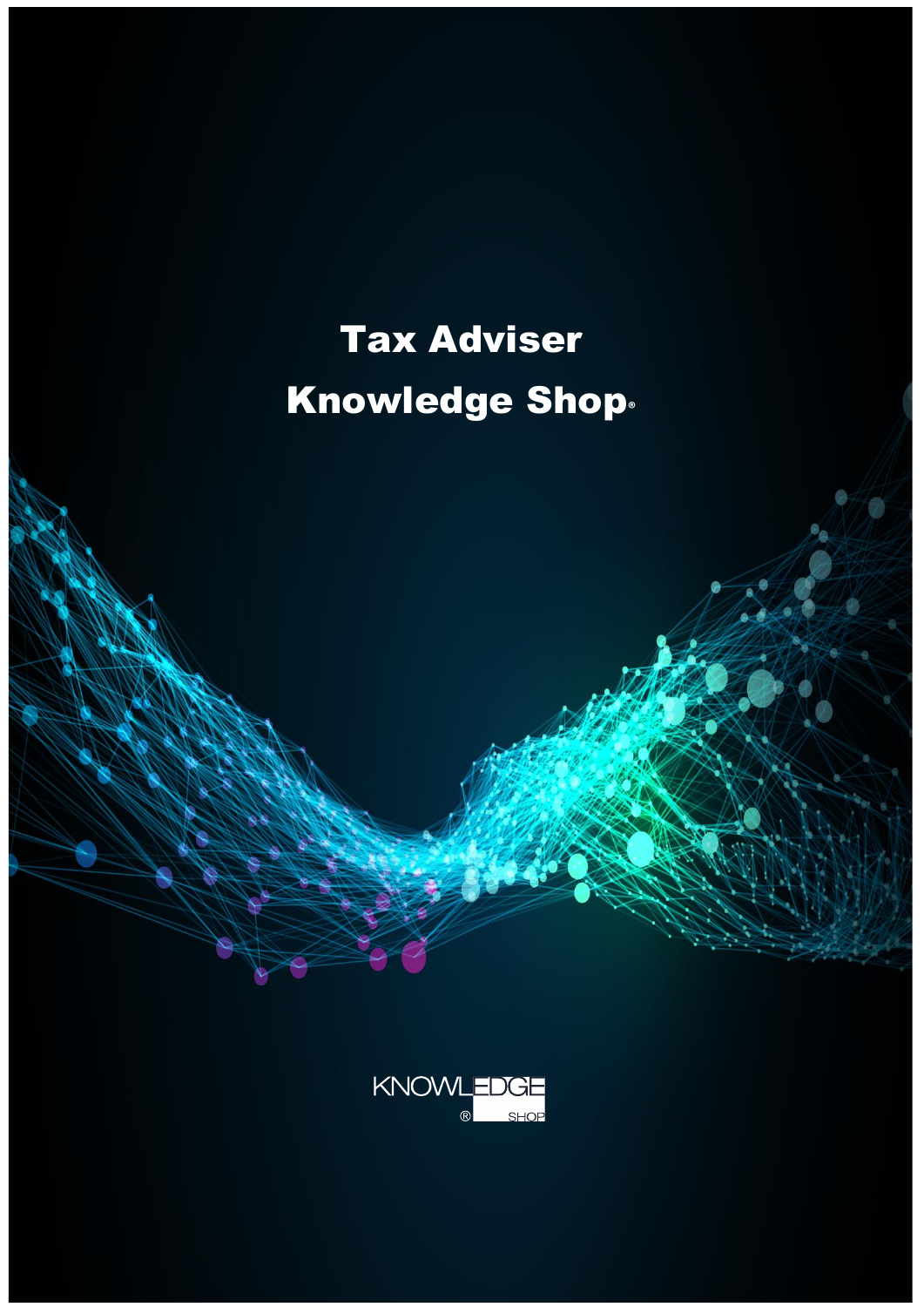# Tax Adviser Knowledge Shop®

KNOWLEDGE ® SHOP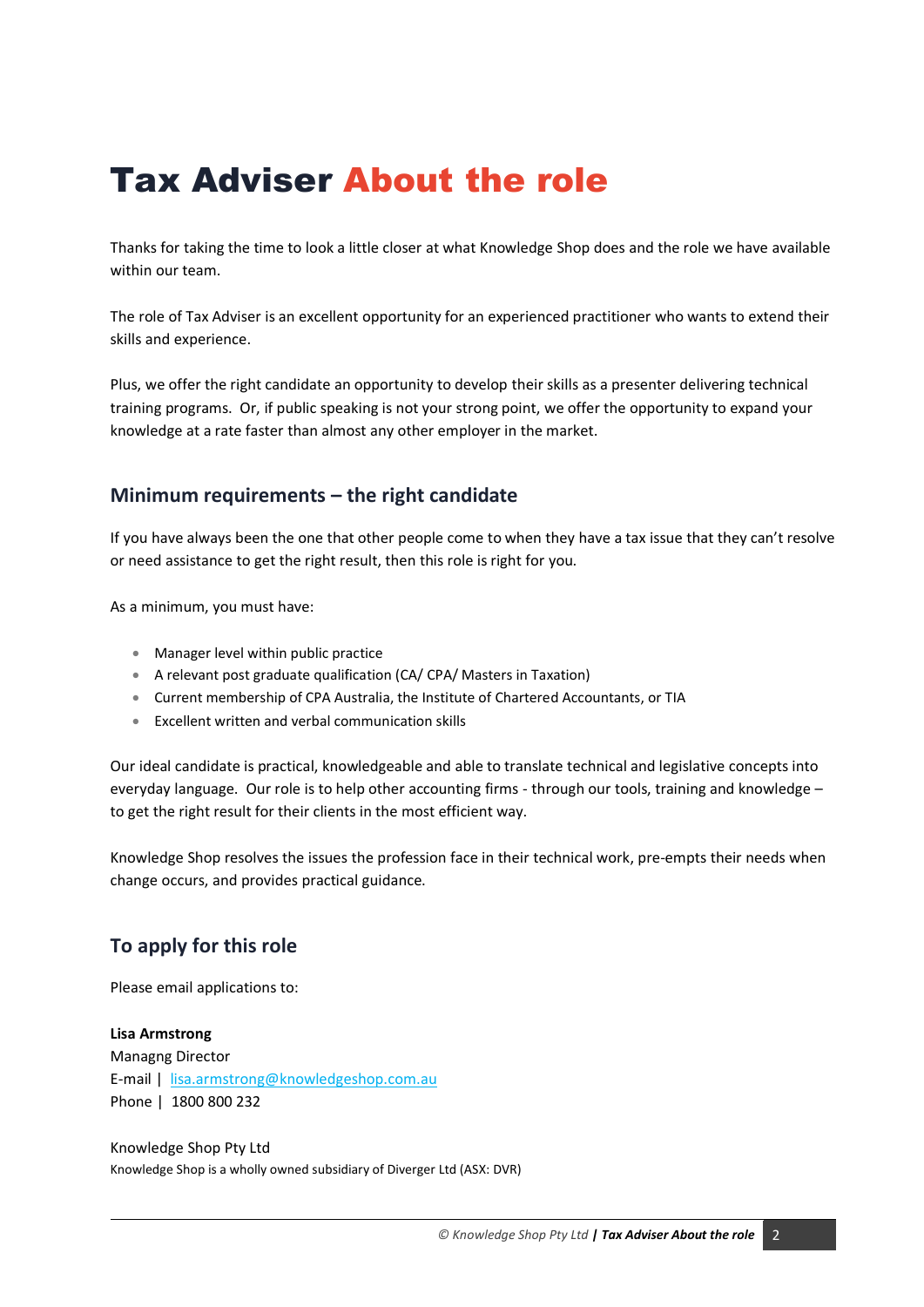# Tax Adviser About the role

Thanks for taking the time to look a little closer at what Knowledge Shop does and the role we have available within our team.

The role of Tax Adviser is an excellent opportunity for an experienced practitioner who wants to extend their skills and experience.

Plus, we offer the right candidate an opportunity to develop their skills as a presenter delivering technical training programs. Or, if public speaking is not your strong point, we offer the opportunity to expand your knowledge at a rate faster than almost any other employer in the market.

## Minimum requirements – the right candidate

If you have always been the one that other people come to when they have a tax issue that they can't resolve or need assistance to get the right result, then this role is right for you.

As a minimum, you must have:

- Manager level within public practice
- A relevant post graduate qualification (CA/ CPA/ Masters in Taxation)
- Current membership of CPA Australia, the Institute of Chartered Accountants, or TIA
- Excellent written and verbal communication skills

Our ideal candidate is practical, knowledgeable and able to translate technical and legislative concepts into everyday language. Our role is to help other accounting firms - through our tools, training and knowledge – to get the right result for their clients in the most efficient way.

Knowledge Shop resolves the issues the profession face in their technical work, pre-empts their needs when change occurs, and provides practical guidance.

## To apply for this role

Please email applications to:

**Lisa Armstrong**  
Managng Director  
E-mail | lisa.armstrong@knowledgeshop.com.au  
Phone | 1800 800 232

Knowledge Shop Pty Ltd  
Knowledge Shop is a wholly owned subsidiary of Diverger Ltd (ASX: DVR)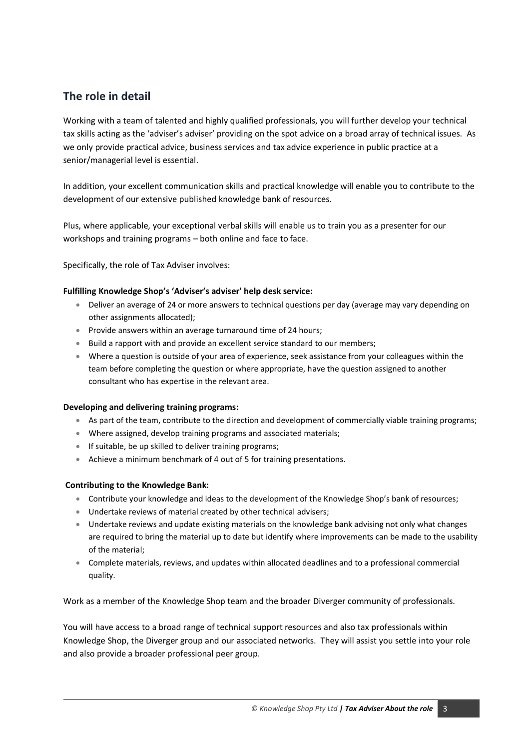## The role in detail

Working with a team of talented and highly qualified professionals, you will further develop your technical tax skills acting as the 'adviser's adviser' providing on the spot advice on a broad array of technical issues. As we only provide practical advice, business services and tax advice experience in public practice at a senior/managerial level is essential.

In addition, your excellent communication skills and practical knowledge will enable you to contribute to the development of our extensive published knowledge bank of resources.

Plus, where applicable, your exceptional verbal skills will enable us to train you as a presenter for our workshops and training programs – both online and face to face.

Specifically, the role of Tax Adviser involves:

**Fulfilling Knowledge Shop's 'Adviser's adviser' help desk service:**

- Deliver an average of 24 or more answers to technical questions per day (average may vary depending on other assignments allocated);
- Provide answers within an average turnaround time of 24 hours;
- Build a rapport with and provide an excellent service standard to our members;
- Where a question is outside of your area of experience, seek assistance from your colleagues within the team before completing the question or where appropriate, have the question assigned to another consultant who has expertise in the relevant area.

**Developing and delivering training programs:**

- As part of the team, contribute to the direction and development of commercially viable training programs;
- Where assigned, develop training programs and associated materials;
- If suitable, be up skilled to deliver training programs;
- Achieve a minimum benchmark of 4 out of 5 for training presentations.

**Contributing to the Knowledge Bank:**

- Contribute your knowledge and ideas to the development of the Knowledge Shop's bank of resources;
- Undertake reviews of material created by other technical advisers;
- Undertake reviews and update existing materials on the knowledge bank advising not only what changes are required to bring the material up to date but identify where improvements can be made to the usability of the material;
- Complete materials, reviews, and updates within allocated deadlines and to a professional commercial quality.

Work as a member of the Knowledge Shop team and the broader Diverger community of professionals.

You will have access to a broad range of technical support resources and also tax professionals within Knowledge Shop, the Diverger group and our associated networks. They will assist you settle into your role and also provide a broader professional peer group.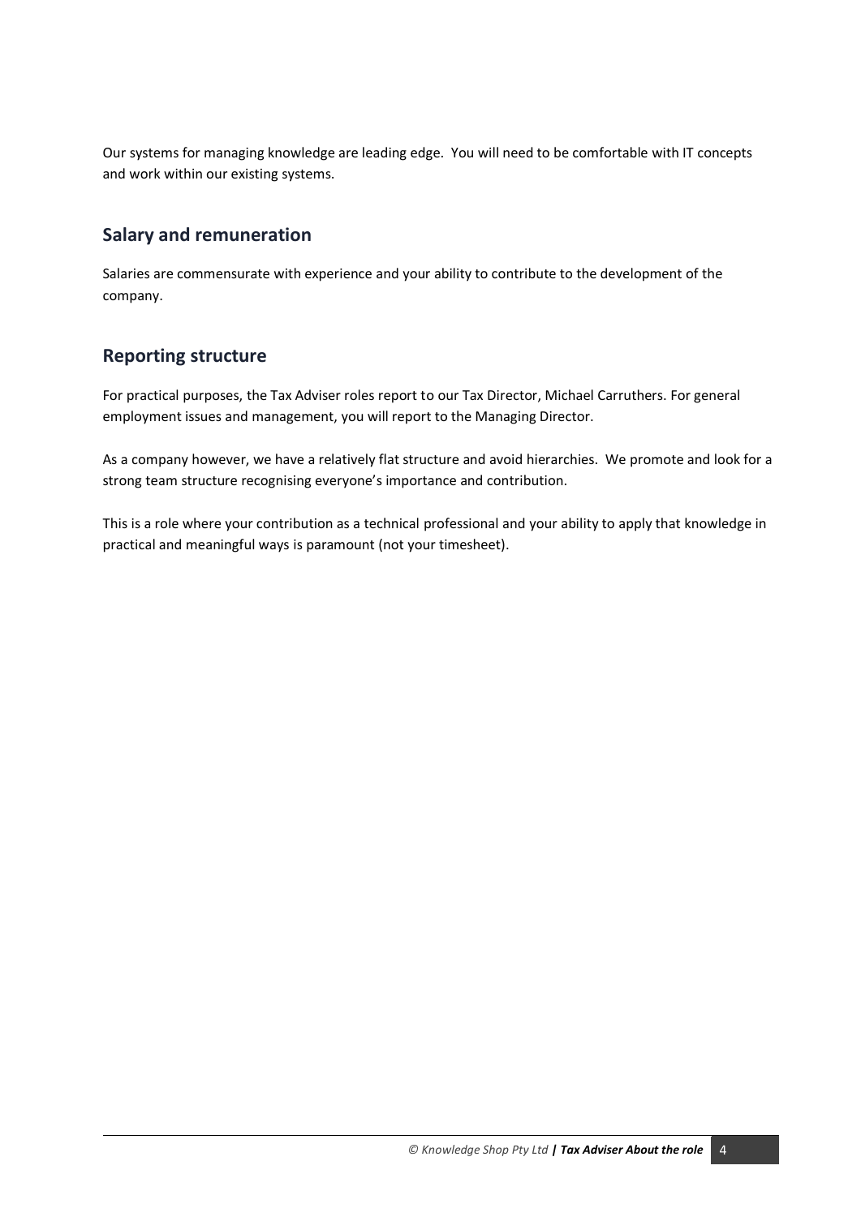Our systems for managing knowledge are leading edge. You will need to be comfortable with IT concepts and work within our existing systems.

## Salary and remuneration

Salaries are commensurate with experience and your ability to contribute to the development of the company.

## Reporting structure

For practical purposes, the Tax Adviser roles report to our Tax Director, Michael Carruthers. For general employment issues and management, you will report to the Managing Director.

As a company however, we have a relatively flat structure and avoid hierarchies. We promote and look for a strong team structure recognising everyone's importance and contribution.

This is a role where your contribution as a technical professional and your ability to apply that knowledge in practical and meaningful ways is paramount (not your timesheet).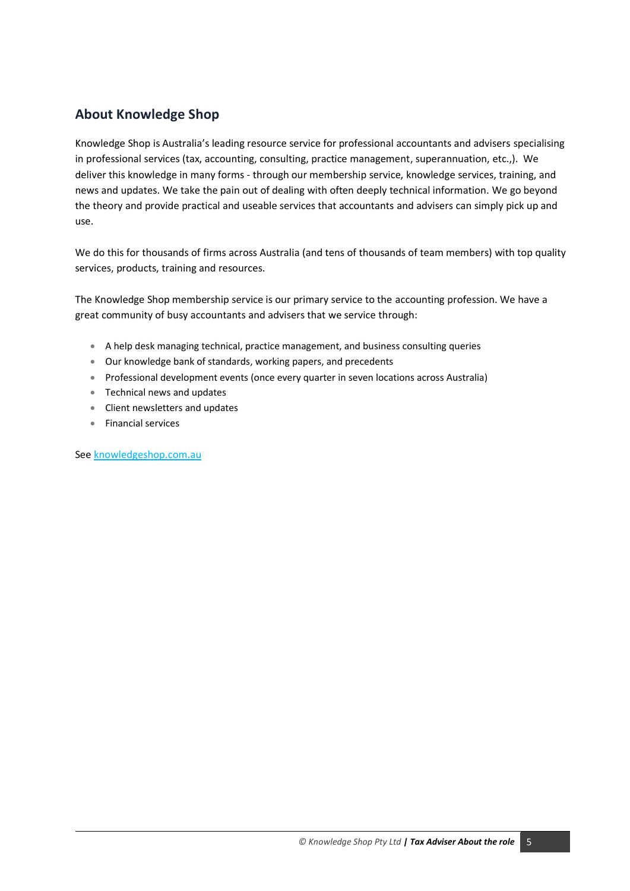## About Knowledge Shop

Knowledge Shop is Australia's leading resource service for professional accountants and advisers specialising in professional services (tax, accounting, consulting, practice management, superannuation, etc.,). We deliver this knowledge in many forms - through our membership service, knowledge services, training, and news and updates. We take the pain out of dealing with often deeply technical information. We go beyond the theory and provide practical and useable services that accountants and advisers can simply pick up and use.

We do this for thousands of firms across Australia (and tens of thousands of team members) with top quality services, products, training and resources.

The Knowledge Shop membership service is our primary service to the accounting profession. We have a great community of busy accountants and advisers that we service through:

- A help desk managing technical, practice management, and business consulting queries
- Our knowledge bank of standards, working papers, and precedents
- Professional development events (once every quarter in seven locations across Australia)
- Technical news and updates
- Client newsletters and updates
- Financial services

See [knowledgeshop.com.au](https://knowledgeshop.com.au)